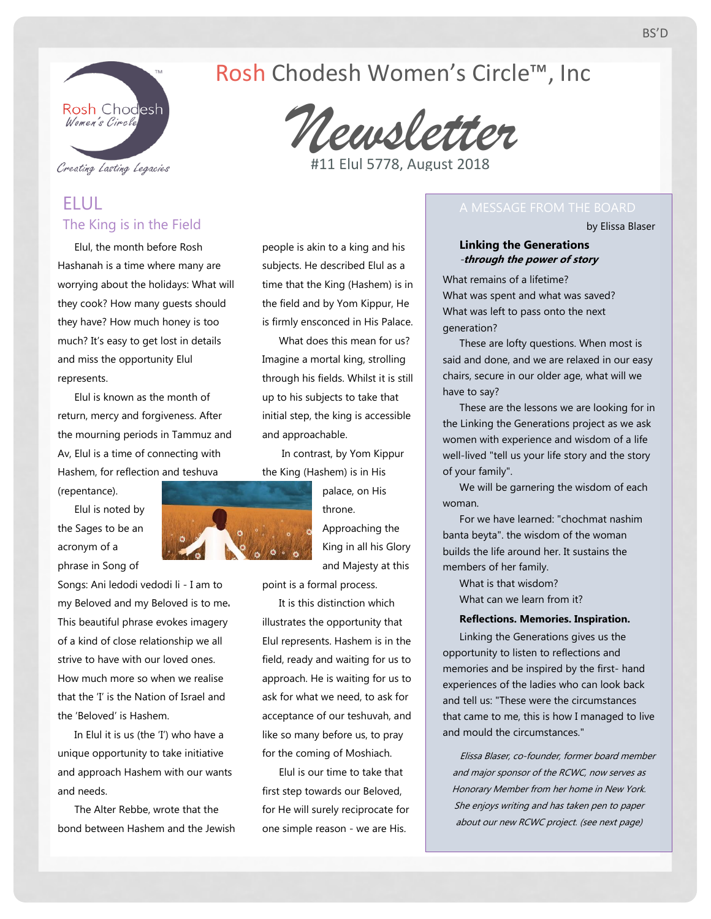BS'D

# Rosh Chodesh Women's Circle™, Inc

## Newsletter

#11 Elul 5778, August 2018

Creating Lasting Legacies

## ELUL

### The King is in the Field

Elul, the month before Rosh Hashanah is a time where many are worrying about the holidays: What will they cook? How many guests should they have? How much honey is too much? It's easy to get lost in details and miss the opportunity Elul represents.

Elul is known as the month of return, mercy and forgiveness. After the mourning periods in Tammuz and Av, Elul is a time of connecting with Hashem, for reflection and teshuva (repentance).

Elul is noted by the Sages to be an acronym of a phrase in Song of Songs: Ani ledodi vedodi li - I am to my Beloved and my Beloved is to me. This beautiful phrase evokes imagery of a kind of close relationship we all strive to have with our loved ones. How much more so when we realise that the 'I' is the Nation of Israel and the 'Beloved' is Hashem.

In Elul it is us (the 'I') who have a unique opportunity to take initiative and approach Hashem with our wants and needs.

The Alter Rebbe, wrote that the bond between Hashem and the Jewish people is akin to a king and his subjects. He described Elul as a time that the King (Hashem) is in the field and by Yom Kippur, He is firmly ensconced in His Palace.

What does this mean for us? Imagine a mortal king, strolling through his fields. Whilst it is still up to his subjects to take that initial step, the king is accessible and approachable.

In contrast, by Yom Kippur the King (Hashem) is in His palace, on His throne. Approaching the King in all his Glory and Majesty at this point is a formal process.

It is this distinction which illustrates the opportunity that Elul represents. Hashem is in the field, ready and waiting for us to approach. He is waiting for us to ask for what we need, to ask for acceptance of our teshuvah, and like so many before us, to pray for the coming of Moshiach.

Elul is our time to take that first step towards our Beloved, for He will surely reciprocate for one simple reason - we are His.

## A MESSAGE FROM THE BOARD

by Elissa Blaser

**Linking the Generations**
***-through the power of story***

What remains of a lifetime?
What was spent and what was saved?
What was left to pass onto the next generation?

These are lofty questions. When most is said and done, and we are relaxed in our easy chairs, secure in our older age, what will we have to say?

These are the lessons we are looking for in the Linking the Generations project as we ask women with experience and wisdom of a life well-lived "tell us your life story and the story of your family".

We will be garnering the wisdom of each woman.

For we have learned: "chochmat nashim banta beyta". the wisdom of the woman builds the life around her. It sustains the members of her family.

What is that wisdom?
What can we learn from it?

**Reflections. Memories. Inspiration.**

Linking the Generations gives us the opportunity to listen to reflections and memories and be inspired by the first- hand experiences of the ladies who can look back and tell us: "These were the circumstances that came to me, this is how I managed to live and mould the circumstances."

*Elissa Blaser, co-founder, former board member and major sponsor of the RCWC, now serves as Honorary Member from her home in New York. She enjoys writing and has taken pen to paper about our new RCWC project. (see next page)*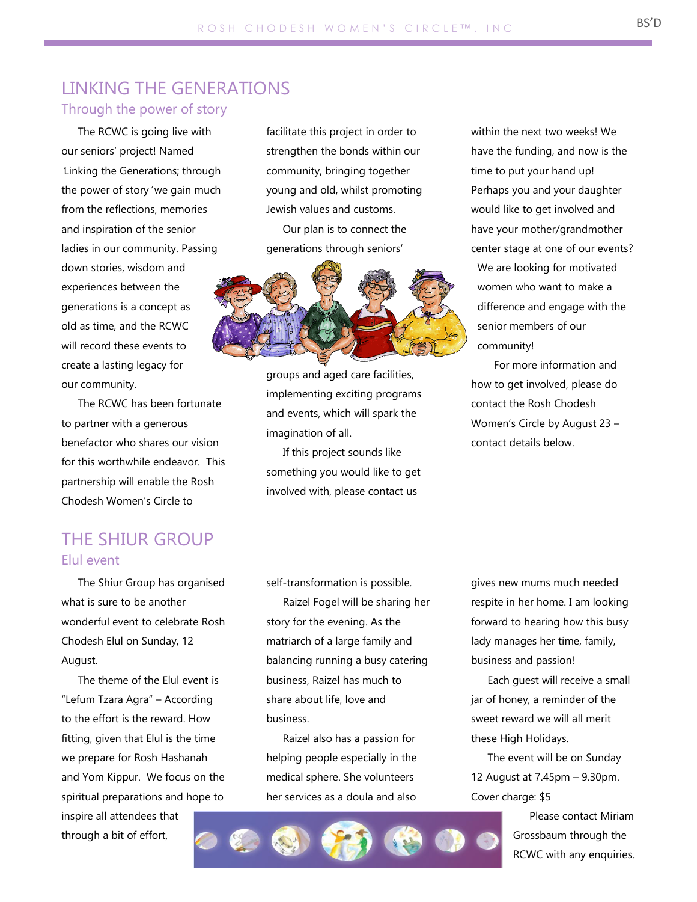## LINKING THE GENERATIONS

### Through the power of story

The RCWC is going live with our seniors' project! Named 'Linking the Generations; through the power of story' we gain much from the reflections, memories and inspiration of the senior ladies in our community. Passing down stories, wisdom and experiences between the generations is a concept as old as time, and the RCWC will record these events to create a lasting legacy for our community.

The RCWC has been fortunate to partner with a generous benefactor who shares our vision for this worthwhile endeavor. This partnership will enable the Rosh Chodesh Women's Circle to facilitate this project in order to strengthen the bonds within our community, bringing together young and old, whilst promoting Jewish values and customs.

Our plan is to connect the generations through seniors' groups and aged care facilities, implementing exciting programs and events, which will spark the imagination of all.

If this project sounds like something you would like to get involved with, please contact us within the next two weeks! We have the funding, and now is the time to put your hand up! Perhaps you and your daughter would like to get involved and have your mother/grandmother center stage at one of our events?

We are looking for motivated women who want to make a difference and engage with the senior members of our community!

For more information and how to get involved, please do contact the Rosh Chodesh Women's Circle by August 23 – contact details below.

## THE SHIUR GROUP

### Elul event

The Shiur Group has organised what is sure to be another wonderful event to celebrate Rosh Chodesh Elul on Sunday, 12 August.

The theme of the Elul event is "Lefum Tzara Agra" – According to the effort is the reward. How fitting, given that Elul is the time we prepare for Rosh Hashanah and Yom Kippur. We focus on the spiritual preparations and hope to inspire all attendees that through a bit of effort, self-transformation is possible.

Raizel Fogel will be sharing her story for the evening. As the matriarch of a large family and balancing running a busy catering business, Raizel has much to share about life, love and business.

Raizel also has a passion for helping people especially in the medical sphere. She volunteers her services as a doula and also gives new mums much needed respite in her home. I am looking forward to hearing how this busy lady manages her time, family, business and passion!

Each guest will receive a small jar of honey, a reminder of the sweet reward we will all merit these High Holidays.

The event will be on Sunday 12 August at 7.45pm – 9.30pm. Cover charge: $5

Please contact Miriam Grossbaum through the RCWC with any enquiries.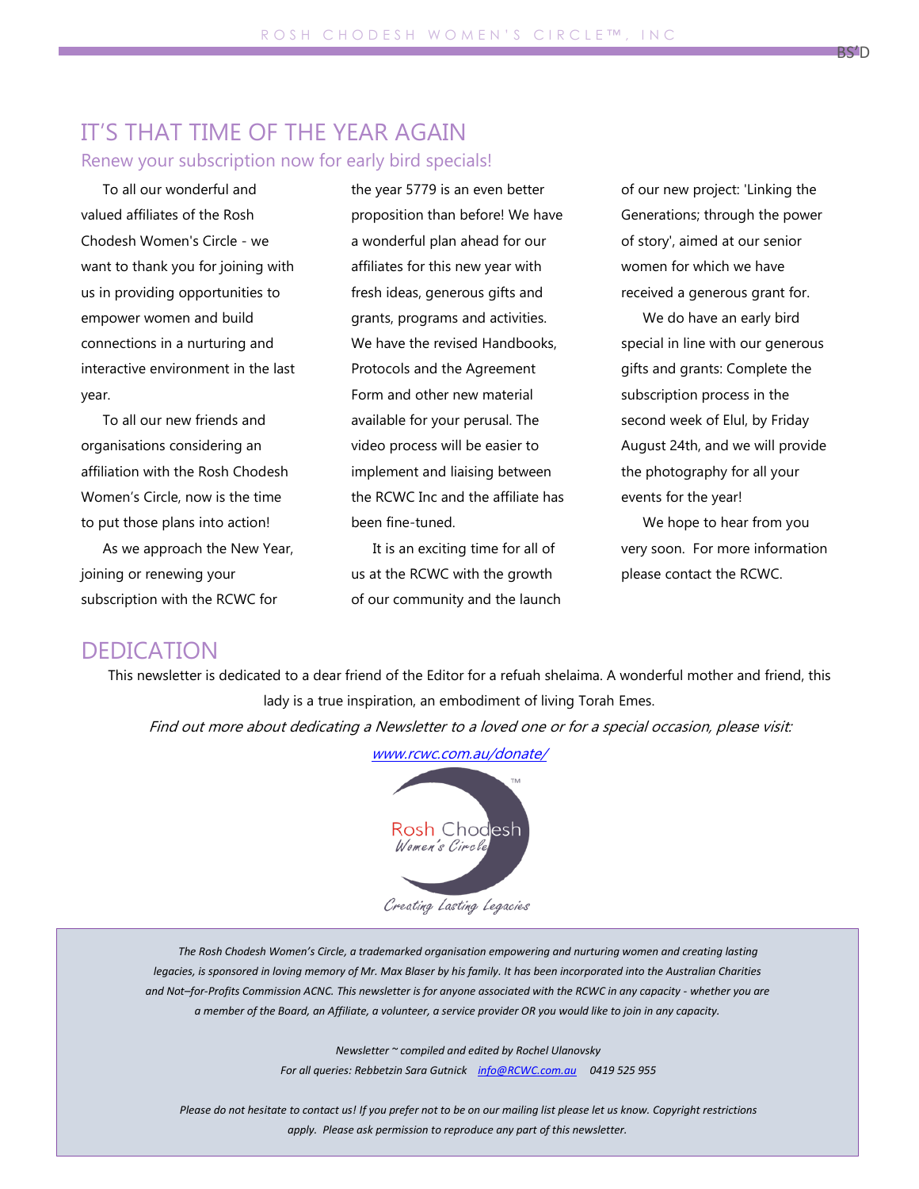## IT'S THAT TIME OF THE YEAR AGAIN

### Renew your subscription now for early bird specials!

To all our wonderful and valued affiliates of the Rosh Chodesh Women's Circle - we want to thank you for joining with us in providing opportunities to empower women and build connections in a nurturing and interactive environment in the last year.

To all our new friends and organisations considering an affiliation with the Rosh Chodesh Women's Circle, now is the time to put those plans into action!

As we approach the New Year, joining or renewing your subscription with the RCWC for the year 5779 is an even better proposition than before! We have a wonderful plan ahead for our affiliates for this new year with fresh ideas, generous gifts and grants, programs and activities. We have the revised Handbooks, Protocols and the Agreement Form and other new material available for your perusal. The video process will be easier to implement and liaising between the RCWC Inc and the affiliate has been fine-tuned.

It is an exciting time for all of us at the RCWC with the growth of our community and the launch of our new project: 'Linking the Generations; through the power of story', aimed at our senior women for which we have received a generous grant for.

We do have an early bird special in line with our generous gifts and grants: Complete the subscription process in the second week of Elul, by Friday August 24th, and we will provide the photography for all your events for the year!

We hope to hear from you very soon. For more information please contact the RCWC.

## DEDICATION

This newsletter is dedicated to a dear friend of the Editor for a refuah shelaima. A wonderful mother and friend, this lady is a true inspiration, an embodiment of living Torah Emes.

*Find out more about dedicating a Newsletter to a loved one or for a special occasion, please visit:*

*[www.rcwc.com.au/donate/](www.rcwc.com.au/donate/)*

Rosh Chodesh Women's Circle™

Creating Lasting Legacies

*The Rosh Chodesh Women's Circle, a trademarked organisation empowering and nurturing women and creating lasting legacies, is sponsored in loving memory of Mr. Max Blaser by his family. It has been incorporated into the Australian Charities and Not–for-Profits Commission ACNC. This newsletter is for anyone associated with the RCWC in any capacity - whether you are a member of the Board, an Affiliate, a volunteer, a service provider OR you would like to join in any capacity.*

*Newsletter ~ compiled and edited by Rochel Ulanovsky*

*For all queries: Rebbetzin Sara Gutnick info@RCWC.com.au 0419 525 955*

*Please do not hesitate to contact us! If you prefer not to be on our mailing list please let us know. Copyright restrictions apply. Please ask permission to reproduce any part of this newsletter.*